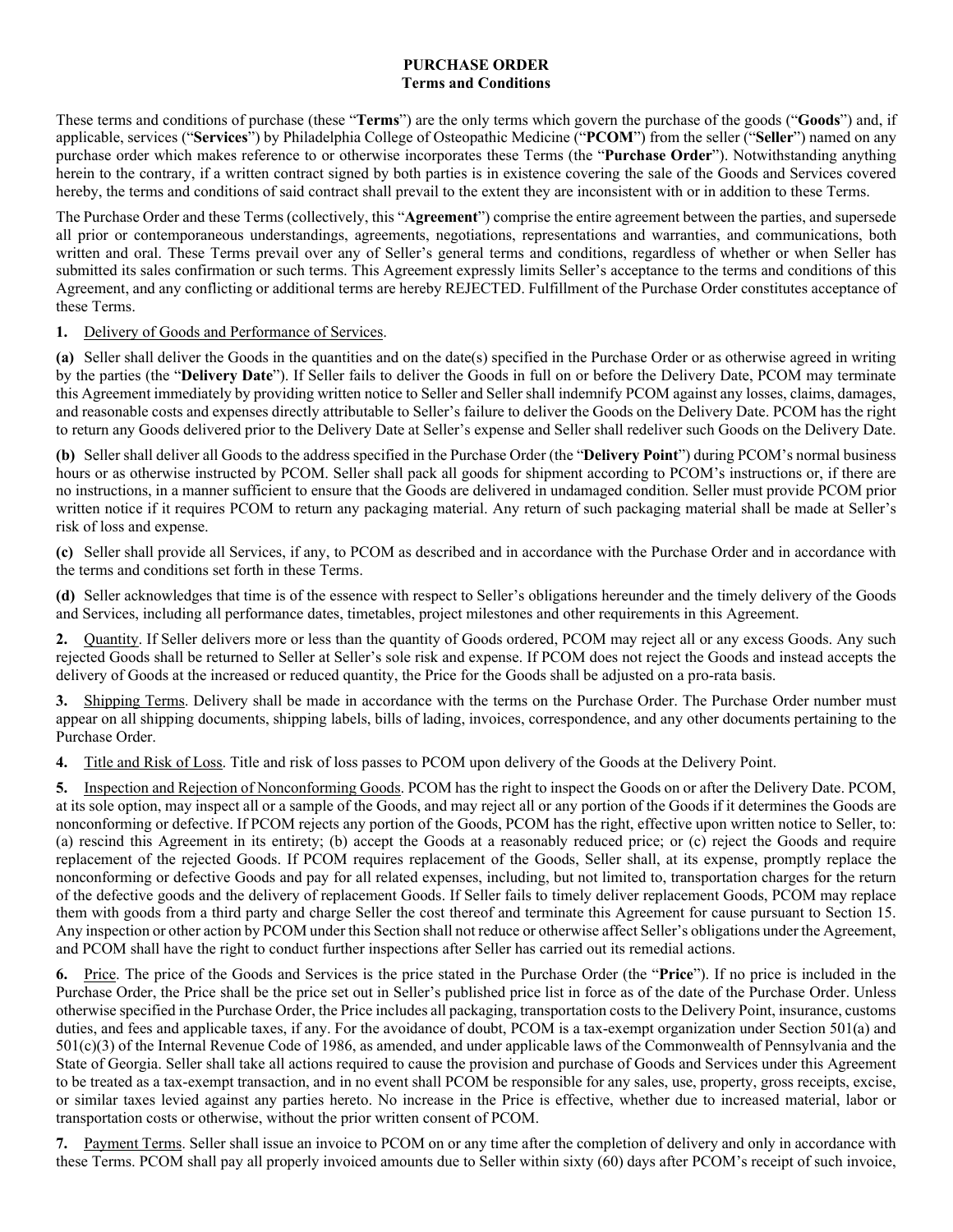# PURCHASE ORDER
## Terms and Conditions

These terms and conditions of purchase (these "**Terms**") are the only terms which govern the purchase of the goods ("**Goods**") and, if applicable, services ("**Services**") by Philadelphia College of Osteopathic Medicine ("**PCOM**") from the seller ("**Seller**") named on any purchase order which makes reference to or otherwise incorporates these Terms (the "**Purchase Order**"). Notwithstanding anything herein to the contrary, if a written contract signed by both parties is in existence covering the sale of the Goods and Services covered hereby, the terms and conditions of said contract shall prevail to the extent they are inconsistent with or in addition to these Terms.

The Purchase Order and these Terms (collectively, this "**Agreement**") comprise the entire agreement between the parties, and supersede all prior or contemporaneous understandings, agreements, negotiations, representations and warranties, and communications, both written and oral. These Terms prevail over any of Seller's general terms and conditions, regardless of whether or when Seller has submitted its sales confirmation or such terms. This Agreement expressly limits Seller's acceptance to the terms and conditions of this Agreement, and any conflicting or additional terms are hereby REJECTED. Fulfillment of the Purchase Order constitutes acceptance of these Terms.

**1.** Delivery of Goods and Performance of Services.

**(a)** Seller shall deliver the Goods in the quantities and on the date(s) specified in the Purchase Order or as otherwise agreed in writing by the parties (the "**Delivery Date**"). If Seller fails to deliver the Goods in full on or before the Delivery Date, PCOM may terminate this Agreement immediately by providing written notice to Seller and Seller shall indemnify PCOM against any losses, claims, damages, and reasonable costs and expenses directly attributable to Seller's failure to deliver the Goods on the Delivery Date. PCOM has the right to return any Goods delivered prior to the Delivery Date at Seller's expense and Seller shall redeliver such Goods on the Delivery Date.

**(b)** Seller shall deliver all Goods to the address specified in the Purchase Order (the "**Delivery Point**") during PCOM's normal business hours or as otherwise instructed by PCOM. Seller shall pack all goods for shipment according to PCOM's instructions or, if there are no instructions, in a manner sufficient to ensure that the Goods are delivered in undamaged condition. Seller must provide PCOM prior written notice if it requires PCOM to return any packaging material. Any return of such packaging material shall be made at Seller's risk of loss and expense.

**(c)** Seller shall provide all Services, if any, to PCOM as described and in accordance with the Purchase Order and in accordance with the terms and conditions set forth in these Terms.

**(d)** Seller acknowledges that time is of the essence with respect to Seller's obligations hereunder and the timely delivery of the Goods and Services, including all performance dates, timetables, project milestones and other requirements in this Agreement.

**2.** Quantity. If Seller delivers more or less than the quantity of Goods ordered, PCOM may reject all or any excess Goods. Any such rejected Goods shall be returned to Seller at Seller's sole risk and expense. If PCOM does not reject the Goods and instead accepts the delivery of Goods at the increased or reduced quantity, the Price for the Goods shall be adjusted on a pro-rata basis.

**3.** Shipping Terms. Delivery shall be made in accordance with the terms on the Purchase Order. The Purchase Order number must appear on all shipping documents, shipping labels, bills of lading, invoices, correspondence, and any other documents pertaining to the Purchase Order.

**4.** Title and Risk of Loss. Title and risk of loss passes to PCOM upon delivery of the Goods at the Delivery Point.

**5.** Inspection and Rejection of Nonconforming Goods. PCOM has the right to inspect the Goods on or after the Delivery Date. PCOM, at its sole option, may inspect all or a sample of the Goods, and may reject all or any portion of the Goods if it determines the Goods are nonconforming or defective. If PCOM rejects any portion of the Goods, PCOM has the right, effective upon written notice to Seller, to: (a) rescind this Agreement in its entirety; (b) accept the Goods at a reasonably reduced price; or (c) reject the Goods and require replacement of the rejected Goods. If PCOM requires replacement of the Goods, Seller shall, at its expense, promptly replace the nonconforming or defective Goods and pay for all related expenses, including, but not limited to, transportation charges for the return of the defective goods and the delivery of replacement Goods. If Seller fails to timely deliver replacement Goods, PCOM may replace them with goods from a third party and charge Seller the cost thereof and terminate this Agreement for cause pursuant to Section 15. Any inspection or other action by PCOM under this Section shall not reduce or otherwise affect Seller's obligations under the Agreement, and PCOM shall have the right to conduct further inspections after Seller has carried out its remedial actions.

**6.** Price. The price of the Goods and Services is the price stated in the Purchase Order (the "**Price**"). If no price is included in the Purchase Order, the Price shall be the price set out in Seller's published price list in force as of the date of the Purchase Order. Unless otherwise specified in the Purchase Order, the Price includes all packaging, transportation costs to the Delivery Point, insurance, customs duties, and fees and applicable taxes, if any. For the avoidance of doubt, PCOM is a tax-exempt organization under Section 501(a) and 501(c)(3) of the Internal Revenue Code of 1986, as amended, and under applicable laws of the Commonwealth of Pennsylvania and the State of Georgia. Seller shall take all actions required to cause the provision and purchase of Goods and Services under this Agreement to be treated as a tax-exempt transaction, and in no event shall PCOM be responsible for any sales, use, property, gross receipts, excise, or similar taxes levied against any parties hereto. No increase in the Price is effective, whether due to increased material, labor or transportation costs or otherwise, without the prior written consent of PCOM.

**7.** Payment Terms. Seller shall issue an invoice to PCOM on or any time after the completion of delivery and only in accordance with these Terms. PCOM shall pay all properly invoiced amounts due to Seller within sixty (60) days after PCOM's receipt of such invoice,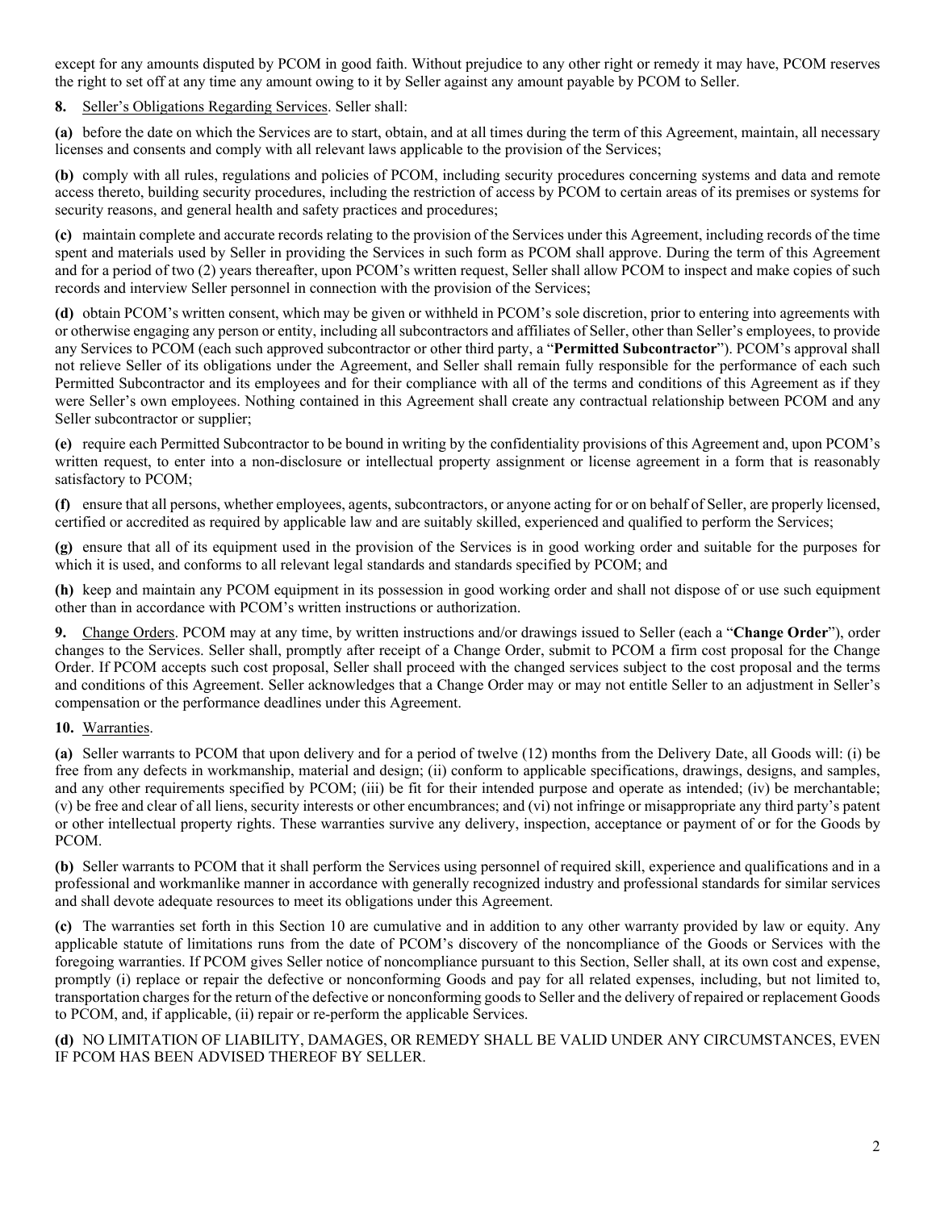except for any amounts disputed by PCOM in good faith. Without prejudice to any other right or remedy it may have, PCOM reserves the right to set off at any time any amount owing to it by Seller against any amount payable by PCOM to Seller.

**8.** Seller's Obligations Regarding Services. Seller shall:

**(a)** before the date on which the Services are to start, obtain, and at all times during the term of this Agreement, maintain, all necessary licenses and consents and comply with all relevant laws applicable to the provision of the Services;

**(b)** comply with all rules, regulations and policies of PCOM, including security procedures concerning systems and data and remote access thereto, building security procedures, including the restriction of access by PCOM to certain areas of its premises or systems for security reasons, and general health and safety practices and procedures;

**(c)** maintain complete and accurate records relating to the provision of the Services under this Agreement, including records of the time spent and materials used by Seller in providing the Services in such form as PCOM shall approve. During the term of this Agreement and for a period of two (2) years thereafter, upon PCOM's written request, Seller shall allow PCOM to inspect and make copies of such records and interview Seller personnel in connection with the provision of the Services;

**(d)** obtain PCOM's written consent, which may be given or withheld in PCOM's sole discretion, prior to entering into agreements with or otherwise engaging any person or entity, including all subcontractors and affiliates of Seller, other than Seller's employees, to provide any Services to PCOM (each such approved subcontractor or other third party, a "**Permitted Subcontractor**"). PCOM's approval shall not relieve Seller of its obligations under the Agreement, and Seller shall remain fully responsible for the performance of each such Permitted Subcontractor and its employees and for their compliance with all of the terms and conditions of this Agreement as if they were Seller's own employees. Nothing contained in this Agreement shall create any contractual relationship between PCOM and any Seller subcontractor or supplier;

**(e)** require each Permitted Subcontractor to be bound in writing by the confidentiality provisions of this Agreement and, upon PCOM's written request, to enter into a non-disclosure or intellectual property assignment or license agreement in a form that is reasonably satisfactory to PCOM;

**(f)** ensure that all persons, whether employees, agents, subcontractors, or anyone acting for or on behalf of Seller, are properly licensed, certified or accredited as required by applicable law and are suitably skilled, experienced and qualified to perform the Services;

**(g)** ensure that all of its equipment used in the provision of the Services is in good working order and suitable for the purposes for which it is used, and conforms to all relevant legal standards and standards specified by PCOM; and

**(h)** keep and maintain any PCOM equipment in its possession in good working order and shall not dispose of or use such equipment other than in accordance with PCOM's written instructions or authorization.

**9.** Change Orders. PCOM may at any time, by written instructions and/or drawings issued to Seller (each a "**Change Order**"), order changes to the Services. Seller shall, promptly after receipt of a Change Order, submit to PCOM a firm cost proposal for the Change Order. If PCOM accepts such cost proposal, Seller shall proceed with the changed services subject to the cost proposal and the terms and conditions of this Agreement. Seller acknowledges that a Change Order may or may not entitle Seller to an adjustment in Seller's compensation or the performance deadlines under this Agreement.

**10.** Warranties.

**(a)** Seller warrants to PCOM that upon delivery and for a period of twelve (12) months from the Delivery Date, all Goods will: (i) be free from any defects in workmanship, material and design; (ii) conform to applicable specifications, drawings, designs, and samples, and any other requirements specified by PCOM; (iii) be fit for their intended purpose and operate as intended; (iv) be merchantable; (v) be free and clear of all liens, security interests or other encumbrances; and (vi) not infringe or misappropriate any third party's patent or other intellectual property rights. These warranties survive any delivery, inspection, acceptance or payment of or for the Goods by PCOM.

**(b)** Seller warrants to PCOM that it shall perform the Services using personnel of required skill, experience and qualifications and in a professional and workmanlike manner in accordance with generally recognized industry and professional standards for similar services and shall devote adequate resources to meet its obligations under this Agreement.

**(c)** The warranties set forth in this Section 10 are cumulative and in addition to any other warranty provided by law or equity. Any applicable statute of limitations runs from the date of PCOM's discovery of the noncompliance of the Goods or Services with the foregoing warranties. If PCOM gives Seller notice of noncompliance pursuant to this Section, Seller shall, at its own cost and expense, promptly (i) replace or repair the defective or nonconforming Goods and pay for all related expenses, including, but not limited to, transportation charges for the return of the defective or nonconforming goods to Seller and the delivery of repaired or replacement Goods to PCOM, and, if applicable, (ii) repair or re-perform the applicable Services.

**(d)** NO LIMITATION OF LIABILITY, DAMAGES, OR REMEDY SHALL BE VALID UNDER ANY CIRCUMSTANCES, EVEN IF PCOM HAS BEEN ADVISED THEREOF BY SELLER.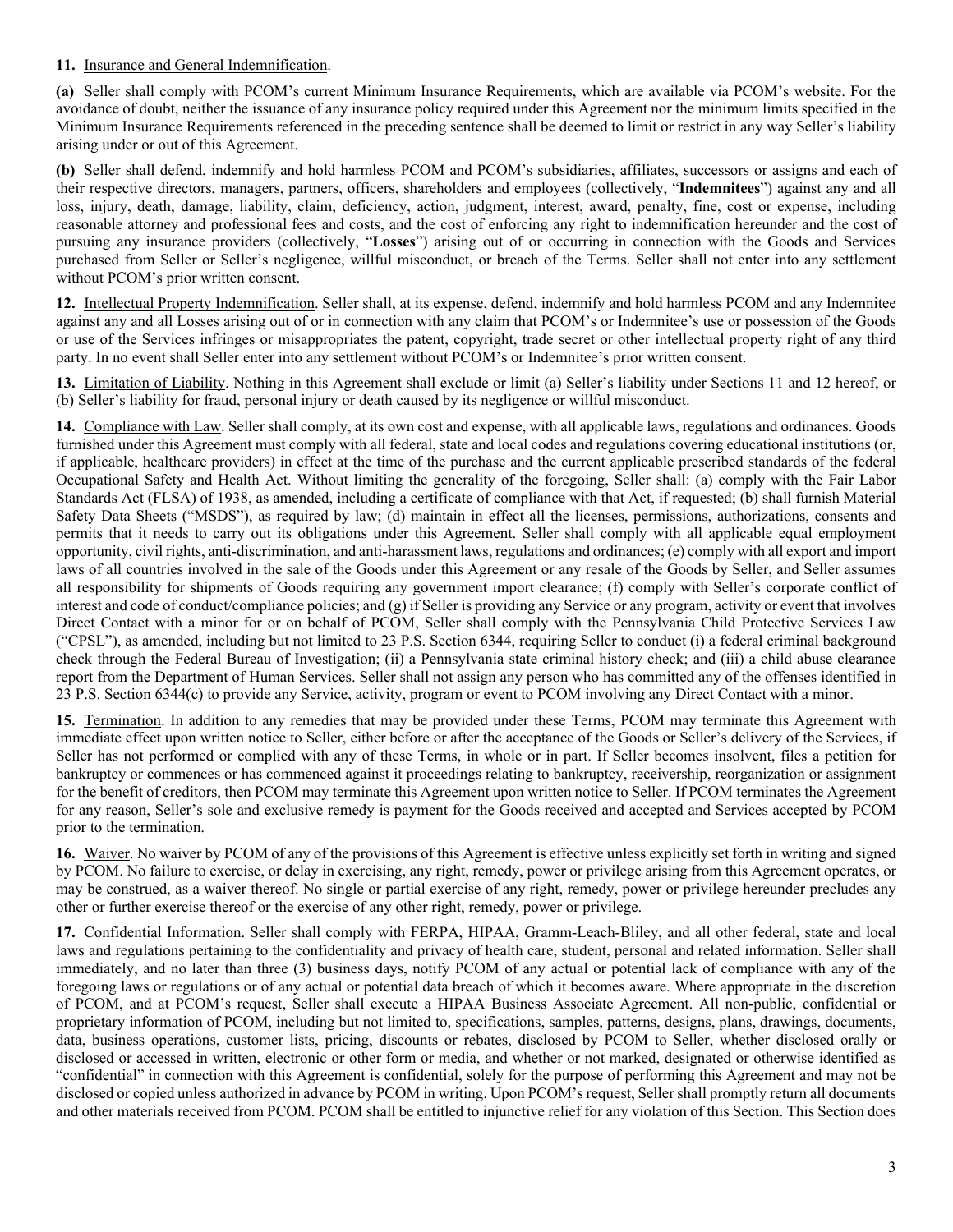**11.** Insurance and General Indemnification.

**(a)** Seller shall comply with PCOM's current Minimum Insurance Requirements, which are available via PCOM's website. For the avoidance of doubt, neither the issuance of any insurance policy required under this Agreement nor the minimum limits specified in the Minimum Insurance Requirements referenced in the preceding sentence shall be deemed to limit or restrict in any way Seller's liability arising under or out of this Agreement.

**(b)** Seller shall defend, indemnify and hold harmless PCOM and PCOM's subsidiaries, affiliates, successors or assigns and each of their respective directors, managers, partners, officers, shareholders and employees (collectively, "**Indemnitees**") against any and all loss, injury, death, damage, liability, claim, deficiency, action, judgment, interest, award, penalty, fine, cost or expense, including reasonable attorney and professional fees and costs, and the cost of enforcing any right to indemnification hereunder and the cost of pursuing any insurance providers (collectively, "**Losses**") arising out of or occurring in connection with the Goods and Services purchased from Seller or Seller's negligence, willful misconduct, or breach of the Terms. Seller shall not enter into any settlement without PCOM's prior written consent.

**12.** Intellectual Property Indemnification. Seller shall, at its expense, defend, indemnify and hold harmless PCOM and any Indemnitee against any and all Losses arising out of or in connection with any claim that PCOM's or Indemnitee's use or possession of the Goods or use of the Services infringes or misappropriates the patent, copyright, trade secret or other intellectual property right of any third party. In no event shall Seller enter into any settlement without PCOM's or Indemnitee's prior written consent.

**13.** Limitation of Liability. Nothing in this Agreement shall exclude or limit (a) Seller's liability under Sections 11 and 12 hereof, or (b) Seller's liability for fraud, personal injury or death caused by its negligence or willful misconduct.

**14.** Compliance with Law. Seller shall comply, at its own cost and expense, with all applicable laws, regulations and ordinances. Goods furnished under this Agreement must comply with all federal, state and local codes and regulations covering educational institutions (or, if applicable, healthcare providers) in effect at the time of the purchase and the current applicable prescribed standards of the federal Occupational Safety and Health Act. Without limiting the generality of the foregoing, Seller shall: (a) comply with the Fair Labor Standards Act (FLSA) of 1938, as amended, including a certificate of compliance with that Act, if requested; (b) shall furnish Material Safety Data Sheets ("MSDS"), as required by law; (d) maintain in effect all the licenses, permissions, authorizations, consents and permits that it needs to carry out its obligations under this Agreement. Seller shall comply with all applicable equal employment opportunity, civil rights, anti-discrimination, and anti-harassment laws, regulations and ordinances; (e) comply with all export and import laws of all countries involved in the sale of the Goods under this Agreement or any resale of the Goods by Seller, and Seller assumes all responsibility for shipments of Goods requiring any government import clearance; (f) comply with Seller's corporate conflict of interest and code of conduct/compliance policies; and (g) if Seller is providing any Service or any program, activity or event that involves Direct Contact with a minor for or on behalf of PCOM, Seller shall comply with the Pennsylvania Child Protective Services Law ("CPSL"), as amended, including but not limited to 23 P.S. Section 6344, requiring Seller to conduct (i) a federal criminal background check through the Federal Bureau of Investigation; (ii) a Pennsylvania state criminal history check; and (iii) a child abuse clearance report from the Department of Human Services. Seller shall not assign any person who has committed any of the offenses identified in 23 P.S. Section 6344(c) to provide any Service, activity, program or event to PCOM involving any Direct Contact with a minor.

**15.** Termination. In addition to any remedies that may be provided under these Terms, PCOM may terminate this Agreement with immediate effect upon written notice to Seller, either before or after the acceptance of the Goods or Seller's delivery of the Services, if Seller has not performed or complied with any of these Terms, in whole or in part. If Seller becomes insolvent, files a petition for bankruptcy or commences or has commenced against it proceedings relating to bankruptcy, receivership, reorganization or assignment for the benefit of creditors, then PCOM may terminate this Agreement upon written notice to Seller. If PCOM terminates the Agreement for any reason, Seller's sole and exclusive remedy is payment for the Goods received and accepted and Services accepted by PCOM prior to the termination.

**16.** Waiver. No waiver by PCOM of any of the provisions of this Agreement is effective unless explicitly set forth in writing and signed by PCOM. No failure to exercise, or delay in exercising, any right, remedy, power or privilege arising from this Agreement operates, or may be construed, as a waiver thereof. No single or partial exercise of any right, remedy, power or privilege hereunder precludes any other or further exercise thereof or the exercise of any other right, remedy, power or privilege.

**17.** Confidential Information. Seller shall comply with FERPA, HIPAA, Gramm-Leach-Bliley, and all other federal, state and local laws and regulations pertaining to the confidentiality and privacy of health care, student, personal and related information. Seller shall immediately, and no later than three (3) business days, notify PCOM of any actual or potential lack of compliance with any of the foregoing laws or regulations or of any actual or potential data breach of which it becomes aware. Where appropriate in the discretion of PCOM, and at PCOM's request, Seller shall execute a HIPAA Business Associate Agreement. All non-public, confidential or proprietary information of PCOM, including but not limited to, specifications, samples, patterns, designs, plans, drawings, documents, data, business operations, customer lists, pricing, discounts or rebates, disclosed by PCOM to Seller, whether disclosed orally or disclosed or accessed in written, electronic or other form or media, and whether or not marked, designated or otherwise identified as "confidential" in connection with this Agreement is confidential, solely for the purpose of performing this Agreement and may not be disclosed or copied unless authorized in advance by PCOM in writing. Upon PCOM's request, Seller shall promptly return all documents and other materials received from PCOM. PCOM shall be entitled to injunctive relief for any violation of this Section. This Section does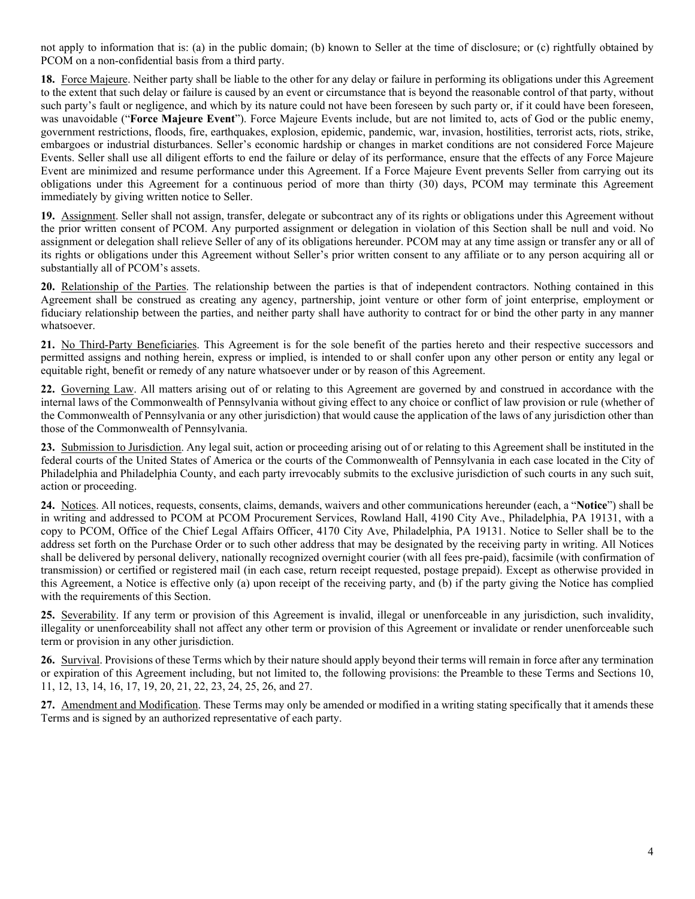not apply to information that is: (a) in the public domain; (b) known to Seller at the time of disclosure; or (c) rightfully obtained by PCOM on a non-confidential basis from a third party.

**18.** Force Majeure. Neither party shall be liable to the other for any delay or failure in performing its obligations under this Agreement to the extent that such delay or failure is caused by an event or circumstance that is beyond the reasonable control of that party, without such party's fault or negligence, and which by its nature could not have been foreseen by such party or, if it could have been foreseen, was unavoidable ("**Force Majeure Event**"). Force Majeure Events include, but are not limited to, acts of God or the public enemy, government restrictions, floods, fire, earthquakes, explosion, epidemic, pandemic, war, invasion, hostilities, terrorist acts, riots, strike, embargoes or industrial disturbances. Seller's economic hardship or changes in market conditions are not considered Force Majeure Events. Seller shall use all diligent efforts to end the failure or delay of its performance, ensure that the effects of any Force Majeure Event are minimized and resume performance under this Agreement. If a Force Majeure Event prevents Seller from carrying out its obligations under this Agreement for a continuous period of more than thirty (30) days, PCOM may terminate this Agreement immediately by giving written notice to Seller.

**19.** Assignment. Seller shall not assign, transfer, delegate or subcontract any of its rights or obligations under this Agreement without the prior written consent of PCOM. Any purported assignment or delegation in violation of this Section shall be null and void. No assignment or delegation shall relieve Seller of any of its obligations hereunder. PCOM may at any time assign or transfer any or all of its rights or obligations under this Agreement without Seller's prior written consent to any affiliate or to any person acquiring all or substantially all of PCOM's assets.

**20.** Relationship of the Parties. The relationship between the parties is that of independent contractors. Nothing contained in this Agreement shall be construed as creating any agency, partnership, joint venture or other form of joint enterprise, employment or fiduciary relationship between the parties, and neither party shall have authority to contract for or bind the other party in any manner whatsoever.

**21.** No Third-Party Beneficiaries. This Agreement is for the sole benefit of the parties hereto and their respective successors and permitted assigns and nothing herein, express or implied, is intended to or shall confer upon any other person or entity any legal or equitable right, benefit or remedy of any nature whatsoever under or by reason of this Agreement.

**22.** Governing Law. All matters arising out of or relating to this Agreement are governed by and construed in accordance with the internal laws of the Commonwealth of Pennsylvania without giving effect to any choice or conflict of law provision or rule (whether of the Commonwealth of Pennsylvania or any other jurisdiction) that would cause the application of the laws of any jurisdiction other than those of the Commonwealth of Pennsylvania.

**23.** Submission to Jurisdiction. Any legal suit, action or proceeding arising out of or relating to this Agreement shall be instituted in the federal courts of the United States of America or the courts of the Commonwealth of Pennsylvania in each case located in the City of Philadelphia and Philadelphia County, and each party irrevocably submits to the exclusive jurisdiction of such courts in any such suit, action or proceeding.

**24.** Notices. All notices, requests, consents, claims, demands, waivers and other communications hereunder (each, a "**Notice**") shall be in writing and addressed to PCOM at PCOM Procurement Services, Rowland Hall, 4190 City Ave., Philadelphia, PA 19131, with a copy to PCOM, Office of the Chief Legal Affairs Officer, 4170 City Ave, Philadelphia, PA 19131. Notice to Seller shall be to the address set forth on the Purchase Order or to such other address that may be designated by the receiving party in writing. All Notices shall be delivered by personal delivery, nationally recognized overnight courier (with all fees pre-paid), facsimile (with confirmation of transmission) or certified or registered mail (in each case, return receipt requested, postage prepaid). Except as otherwise provided in this Agreement, a Notice is effective only (a) upon receipt of the receiving party, and (b) if the party giving the Notice has complied with the requirements of this Section.

**25.** Severability. If any term or provision of this Agreement is invalid, illegal or unenforceable in any jurisdiction, such invalidity, illegality or unenforceability shall not affect any other term or provision of this Agreement or invalidate or render unenforceable such term or provision in any other jurisdiction.

**26.** Survival. Provisions of these Terms which by their nature should apply beyond their terms will remain in force after any termination or expiration of this Agreement including, but not limited to, the following provisions: the Preamble to these Terms and Sections 10, 11, 12, 13, 14, 16, 17, 19, 20, 21, 22, 23, 24, 25, 26, and 27.

**27.** Amendment and Modification. These Terms may only be amended or modified in a writing stating specifically that it amends these Terms and is signed by an authorized representative of each party.